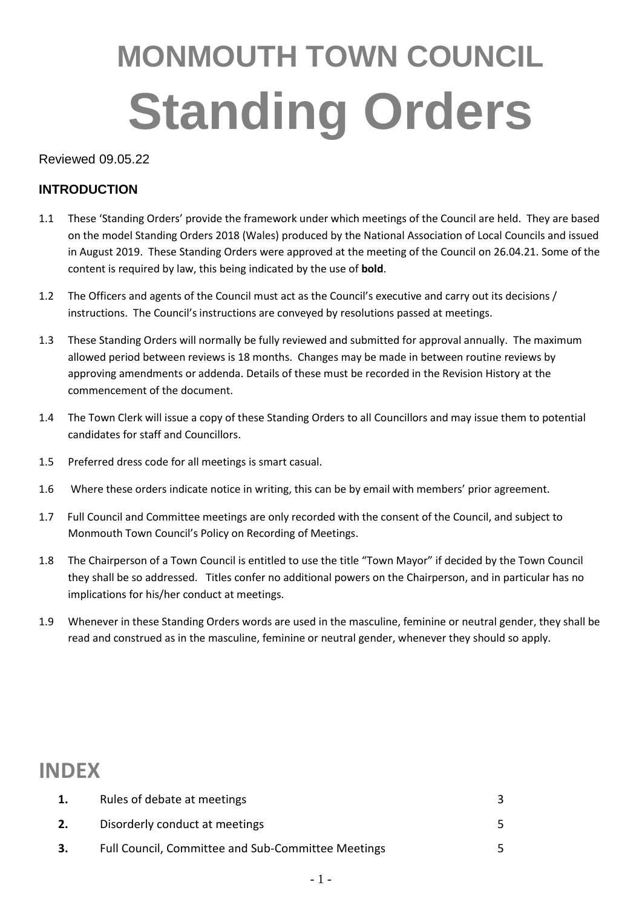# MONMOUTH TOWN COUNCIL

# Standing Orders

Reviewed 09.05.22

## INTRODUCTION

1.1 These 'Standing Orders' provide the framework under which meetings of the Council are held. They are based on the model Standing Orders 2018 (Wales) produced by the National Association of Local Councils and issued in August 2019. These Standing Orders were approved at the meeting of the Council on 26.04.21. Some of the content is required by law, this being indicated by the use of **bold**.

1.2 The Officers and agents of the Council must act as the Council's executive and carry out its decisions / instructions. The Council's instructions are conveyed by resolutions passed at meetings.

1.3 These Standing Orders will normally be fully reviewed and submitted for approval annually. The maximum allowed period between reviews is 18 months. Changes may be made in between routine reviews by approving amendments or addenda. Details of these must be recorded in the Revision History at the commencement of the document.

1.4 The Town Clerk will issue a copy of these Standing Orders to all Councillors and may issue them to potential candidates for staff and Councillors.

1.5 Preferred dress code for all meetings is smart casual.

1.6 Where these orders indicate notice in writing, this can be by email with members' prior agreement.

1.7 Full Council and Committee meetings are only recorded with the consent of the Council, and subject to Monmouth Town Council's Policy on Recording of Meetings.

1.8 The Chairperson of a Town Council is entitled to use the title "Town Mayor" if decided by the Town Council they shall be so addressed. Titles confer no additional powers on the Chairperson, and in particular has no implications for his/her conduct at meetings.

1.9 Whenever in these Standing Orders words are used in the masculine, feminine or neutral gender, they shall be read and construed as in the masculine, feminine or neutral gender, whenever they should so apply.

## INDEX

| | | |
|---|---|---|
| **1.** | Rules of debate at meetings | 3 |
| **2.** | Disorderly conduct at meetings | 5 |
| **3.** | Full Council, Committee and Sub-Committee Meetings | 5 |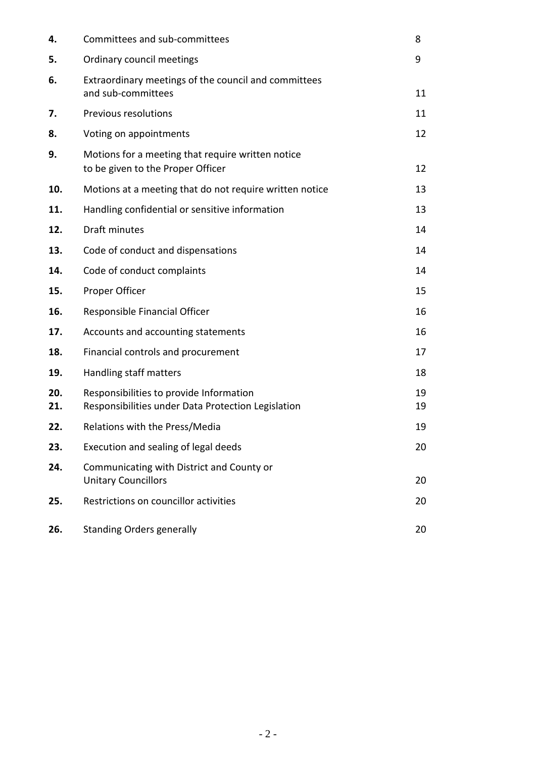| | | |
|---|---|---|
| **4.** | Committees and sub-committees | 8 |
| **5.** | Ordinary council meetings | 9 |
| **6.** | Extraordinary meetings of the council and committees and sub-committees | 11 |
| **7.** | Previous resolutions | 11 |
| **8.** | Voting on appointments | 12 |
| **9.** | Motions for a meeting that require written notice to be given to the Proper Officer | 12 |
| **10.** | Motions at a meeting that do not require written notice | 13 |
| **11.** | Handling confidential or sensitive information | 13 |
| **12.** | Draft minutes | 14 |
| **13.** | Code of conduct and dispensations | 14 |
| **14.** | Code of conduct complaints | 14 |
| **15.** | Proper Officer | 15 |
| **16.** | Responsible Financial Officer | 16 |
| **17.** | Accounts and accounting statements | 16 |
| **18.** | Financial controls and procurement | 17 |
| **19.** | Handling staff matters | 18 |
| **20.** | Responsibilities to provide Information | 19 |
| **21.** | Responsibilities under Data Protection Legislation | 19 |
| **22.** | Relations with the Press/Media | 19 |
| **23.** | Execution and sealing of legal deeds | 20 |
| **24.** | Communicating with District and County or Unitary Councillors | 20 |
| **25.** | Restrictions on councillor activities | 20 |
| **26.** | Standing Orders generally | 20 |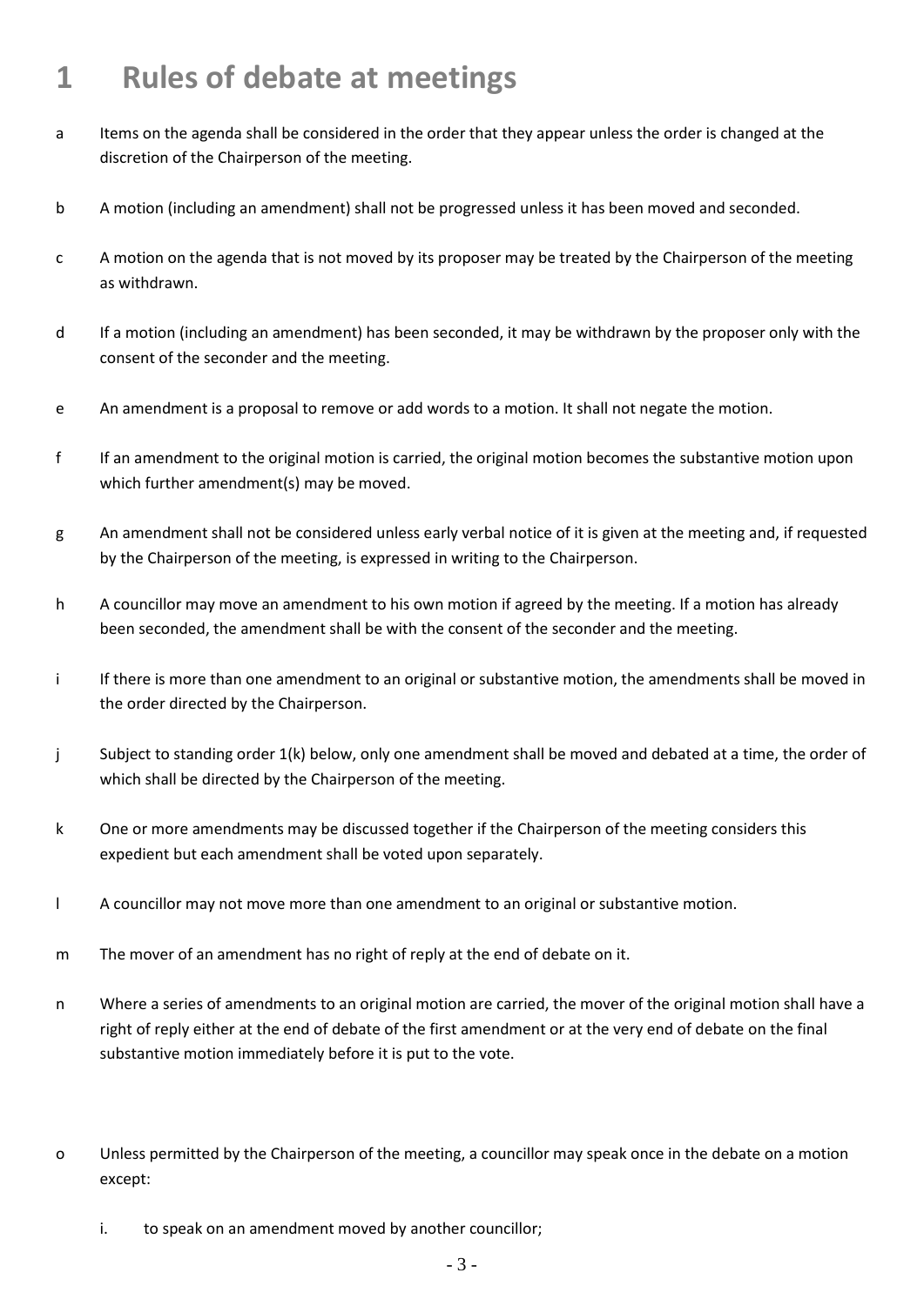# 1 Rules of debate at meetings

a Items on the agenda shall be considered in the order that they appear unless the order is changed at the discretion of the Chairperson of the meeting.

b A motion (including an amendment) shall not be progressed unless it has been moved and seconded.

c A motion on the agenda that is not moved by its proposer may be treated by the Chairperson of the meeting as withdrawn.

d If a motion (including an amendment) has been seconded, it may be withdrawn by the proposer only with the consent of the seconder and the meeting.

e An amendment is a proposal to remove or add words to a motion. It shall not negate the motion.

f If an amendment to the original motion is carried, the original motion becomes the substantive motion upon which further amendment(s) may be moved.

g An amendment shall not be considered unless early verbal notice of it is given at the meeting and, if requested by the Chairperson of the meeting, is expressed in writing to the Chairperson.

h A councillor may move an amendment to his own motion if agreed by the meeting. If a motion has already been seconded, the amendment shall be with the consent of the seconder and the meeting.

i If there is more than one amendment to an original or substantive motion, the amendments shall be moved in the order directed by the Chairperson.

j Subject to standing order 1(k) below, only one amendment shall be moved and debated at a time, the order of which shall be directed by the Chairperson of the meeting.

k One or more amendments may be discussed together if the Chairperson of the meeting considers this expedient but each amendment shall be voted upon separately.

l A councillor may not move more than one amendment to an original or substantive motion.

m The mover of an amendment has no right of reply at the end of debate on it.

n Where a series of amendments to an original motion are carried, the mover of the original motion shall have a right of reply either at the end of debate of the first amendment or at the very end of debate on the final substantive motion immediately before it is put to the vote.

o Unless permitted by the Chairperson of the meeting, a councillor may speak once in the debate on a motion except:

   i. to speak on an amendment moved by another councillor;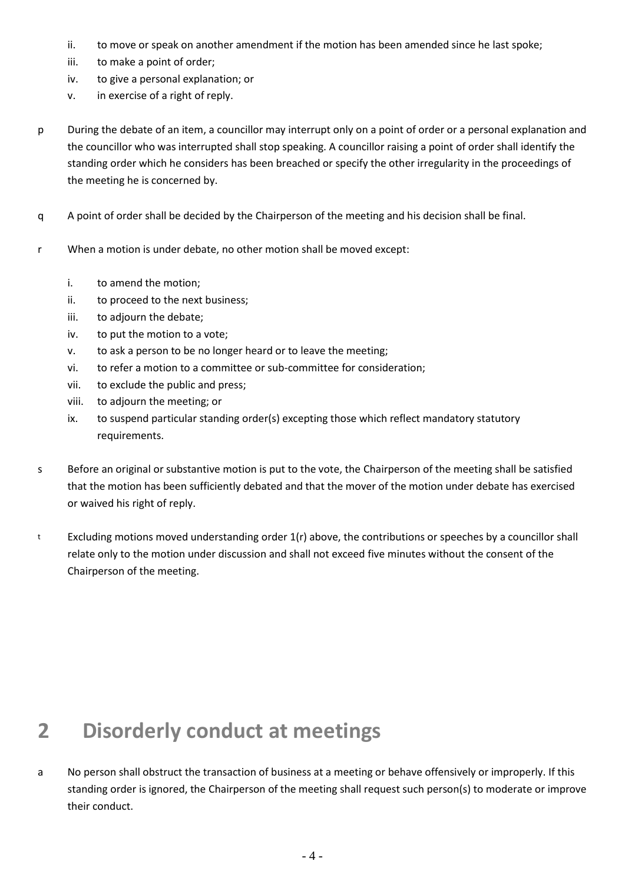- ii. to move or speak on another amendment if the motion has been amended since he last spoke;
- iii. to make a point of order;
- iv. to give a personal explanation; or
- v. in exercise of a right of reply.

p During the debate of an item, a councillor may interrupt only on a point of order or a personal explanation and the councillor who was interrupted shall stop speaking. A councillor raising a point of order shall identify the standing order which he considers has been breached or specify the other irregularity in the proceedings of the meeting he is concerned by.

q A point of order shall be decided by the Chairperson of the meeting and his decision shall be final.

r When a motion is under debate, no other motion shall be moved except:

- i. to amend the motion;
- ii. to proceed to the next business;
- iii. to adjourn the debate;
- iv. to put the motion to a vote;
- v. to ask a person to be no longer heard or to leave the meeting;
- vi. to refer a motion to a committee or sub-committee for consideration;
- vii. to exclude the public and press;
- viii. to adjourn the meeting; or
- ix. to suspend particular standing order(s) excepting those which reflect mandatory statutory requirements.

s Before an original or substantive motion is put to the vote, the Chairperson of the meeting shall be satisfied that the motion has been sufficiently debated and that the mover of the motion under debate has exercised or waived his right of reply.

t Excluding motions moved understanding order 1(r) above, the contributions or speeches by a councillor shall relate only to the motion under discussion and shall not exceed five minutes without the consent of the Chairperson of the meeting.

# 2 Disorderly conduct at meetings

a No person shall obstruct the transaction of business at a meeting or behave offensively or improperly. If this standing order is ignored, the Chairperson of the meeting shall request such person(s) to moderate or improve their conduct.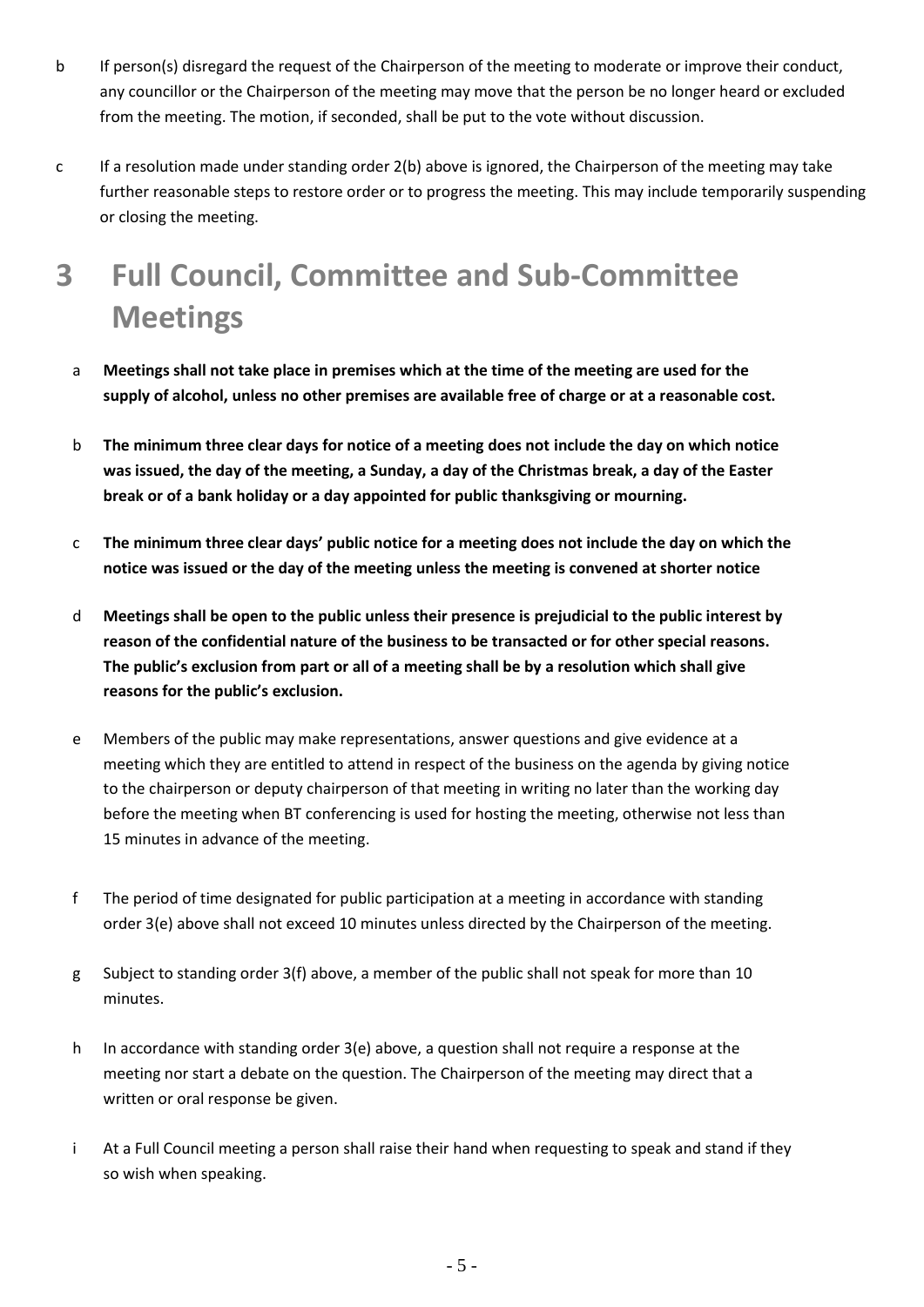b If person(s) disregard the request of the Chairperson of the meeting to moderate or improve their conduct, any councillor or the Chairperson of the meeting may move that the person be no longer heard or excluded from the meeting. The motion, if seconded, shall be put to the vote without discussion.

c If a resolution made under standing order 2(b) above is ignored, the Chairperson of the meeting may take further reasonable steps to restore order or to progress the meeting. This may include temporarily suspending or closing the meeting.

# 3 Full Council, Committee and Sub-Committee Meetings

a **Meetings shall not take place in premises which at the time of the meeting are used for the supply of alcohol, unless no other premises are available free of charge or at a reasonable cost.**

b **The minimum three clear days for notice of a meeting does not include the day on which notice was issued, the day of the meeting, a Sunday, a day of the Christmas break, a day of the Easter break or of a bank holiday or a day appointed for public thanksgiving or mourning.**

c **The minimum three clear days' public notice for a meeting does not include the day on which the notice was issued or the day of the meeting unless the meeting is convened at shorter notice**

d **Meetings shall be open to the public unless their presence is prejudicial to the public interest by reason of the confidential nature of the business to be transacted or for other special reasons. The public's exclusion from part or all of a meeting shall be by a resolution which shall give reasons for the public's exclusion.**

e Members of the public may make representations, answer questions and give evidence at a meeting which they are entitled to attend in respect of the business on the agenda by giving notice to the chairperson or deputy chairperson of that meeting in writing no later than the working day before the meeting when BT conferencing is used for hosting the meeting, otherwise not less than 15 minutes in advance of the meeting.

f The period of time designated for public participation at a meeting in accordance with standing order 3(e) above shall not exceed 10 minutes unless directed by the Chairperson of the meeting.

g Subject to standing order 3(f) above, a member of the public shall not speak for more than 10 minutes.

h In accordance with standing order 3(e) above, a question shall not require a response at the meeting nor start a debate on the question. The Chairperson of the meeting may direct that a written or oral response be given.

i At a Full Council meeting a person shall raise their hand when requesting to speak and stand if they so wish when speaking.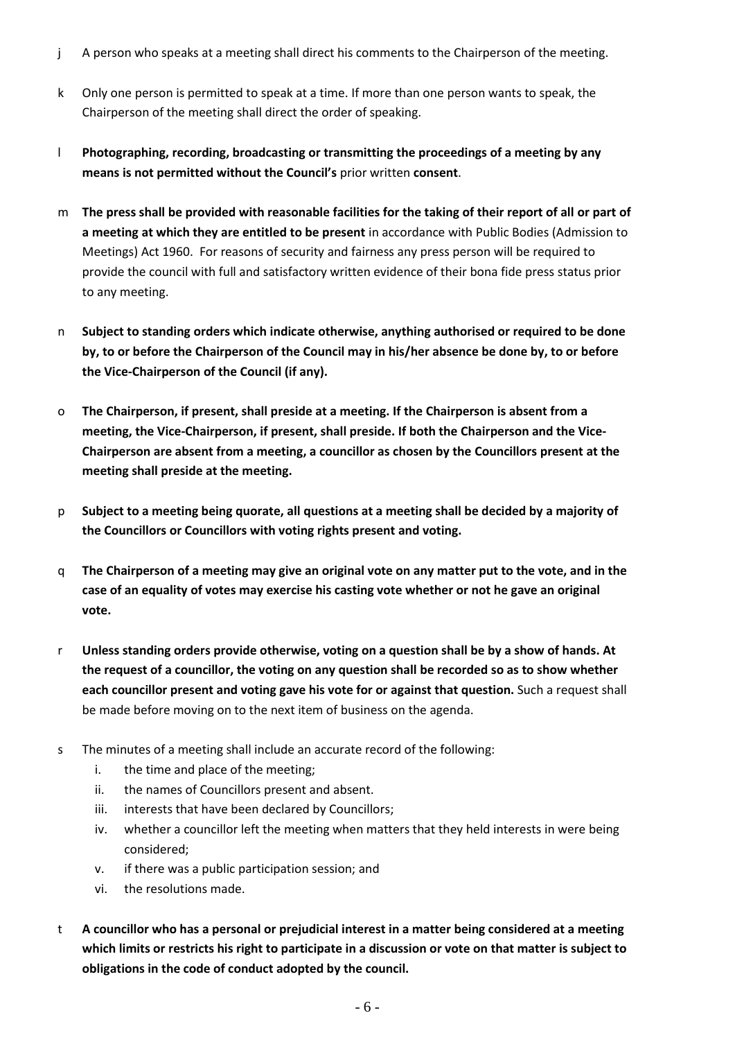j A person who speaks at a meeting shall direct his comments to the Chairperson of the meeting.

k Only one person is permitted to speak at a time. If more than one person wants to speak, the Chairperson of the meeting shall direct the order of speaking.

l **Photographing, recording, broadcasting or transmitting the proceedings of a meeting by any means is not permitted without the Council's** prior written **consent**.

m **The press shall be provided with reasonable facilities for the taking of their report of all or part of a meeting at which they are entitled to be present** in accordance with Public Bodies (Admission to Meetings) Act 1960. For reasons of security and fairness any press person will be required to provide the council with full and satisfactory written evidence of their bona fide press status prior to any meeting.

n **Subject to standing orders which indicate otherwise, anything authorised or required to be done by, to or before the Chairperson of the Council may in his/her absence be done by, to or before the Vice-Chairperson of the Council (if any).**

o **The Chairperson, if present, shall preside at a meeting. If the Chairperson is absent from a meeting, the Vice-Chairperson, if present, shall preside. If both the Chairperson and the Vice-Chairperson are absent from a meeting, a councillor as chosen by the Councillors present at the meeting shall preside at the meeting.**

p **Subject to a meeting being quorate, all questions at a meeting shall be decided by a majority of the Councillors or Councillors with voting rights present and voting.**

q **The Chairperson of a meeting may give an original vote on any matter put to the vote, and in the case of an equality of votes may exercise his casting vote whether or not he gave an original vote.**

r **Unless standing orders provide otherwise, voting on a question shall be by a show of hands. At the request of a councillor, the voting on any question shall be recorded so as to show whether each councillor present and voting gave his vote for or against that question.** Such a request shall be made before moving on to the next item of business on the agenda.

s The minutes of a meeting shall include an accurate record of the following:

   i. the time and place of the meeting;
   ii. the names of Councillors present and absent.
   iii. interests that have been declared by Councillors;
   iv. whether a councillor left the meeting when matters that they held interests in were being considered;
   v. if there was a public participation session; and
   vi. the resolutions made.

t **A councillor who has a personal or prejudicial interest in a matter being considered at a meeting which limits or restricts his right to participate in a discussion or vote on that matter is subject to obligations in the code of conduct adopted by the council.**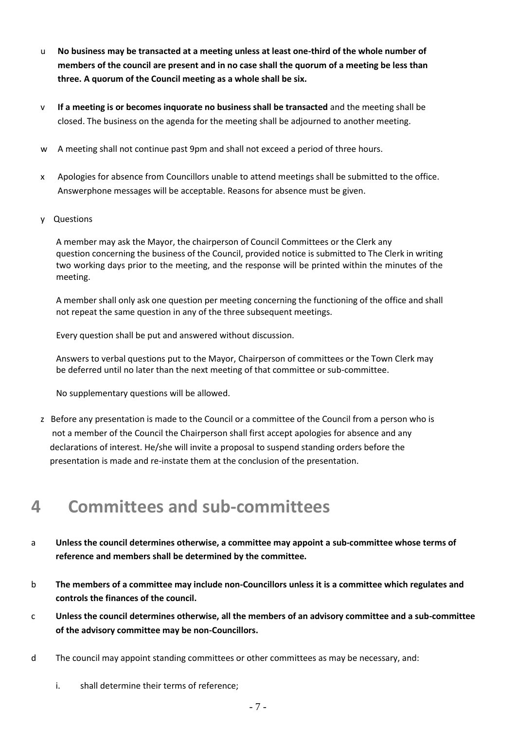u **No business may be transacted at a meeting unless at least one-third of the whole number of members of the council are present and in no case shall the quorum of a meeting be less than three. A quorum of the Council meeting as a whole shall be six.**

v **If a meeting is or becomes inquorate no business shall be transacted** and the meeting shall be closed. The business on the agenda for the meeting shall be adjourned to another meeting.

w A meeting shall not continue past 9pm and shall not exceed a period of three hours.

x Apologies for absence from Councillors unable to attend meetings shall be submitted to the office. Answerphone messages will be acceptable. Reasons for absence must be given.

y Questions

A member may ask the Mayor, the chairperson of Council Committees or the Clerk any question concerning the business of the Council, provided notice is submitted to The Clerk in writing two working days prior to the meeting, and the response will be printed within the minutes of the meeting.

A member shall only ask one question per meeting concerning the functioning of the office and shall not repeat the same question in any of the three subsequent meetings.

Every question shall be put and answered without discussion.

Answers to verbal questions put to the Mayor, Chairperson of committees or the Town Clerk may be deferred until no later than the next meeting of that committee or sub-committee.

No supplementary questions will be allowed.

z Before any presentation is made to the Council or a committee of the Council from a person who is not a member of the Council the Chairperson shall first accept apologies for absence and any declarations of interest. He/she will invite a proposal to suspend standing orders before the presentation is made and re-instate them at the conclusion of the presentation.

# 4 Committees and sub-committees

a **Unless the council determines otherwise, a committee may appoint a sub-committee whose terms of reference and members shall be determined by the committee.**

b **The members of a committee may include non-Councillors unless it is a committee which regulates and controls the finances of the council.**

c **Unless the council determines otherwise, all the members of an advisory committee and a sub-committee of the advisory committee may be non-Councillors.**

d The council may appoint standing committees or other committees as may be necessary, and:

i. shall determine their terms of reference;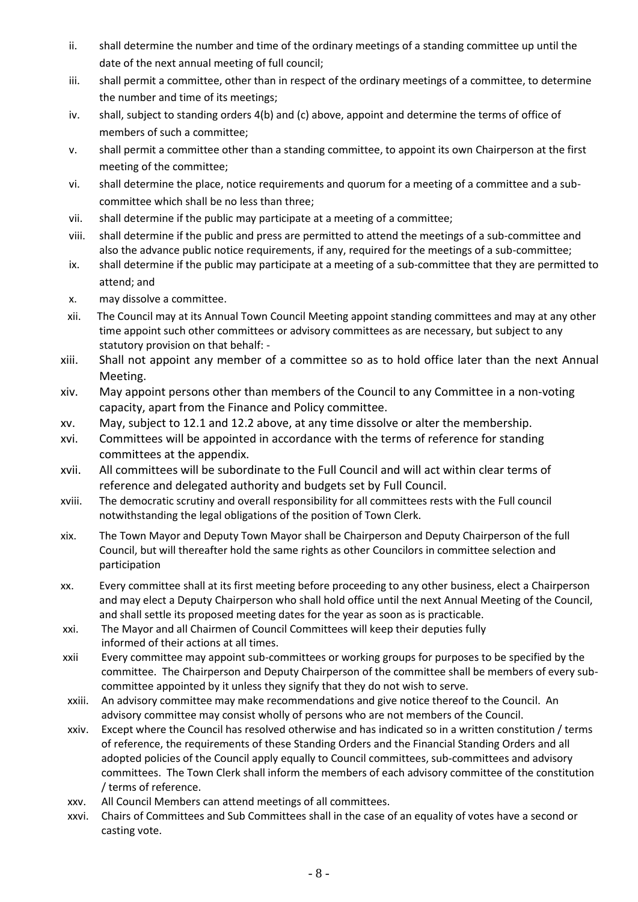ii. shall determine the number and time of the ordinary meetings of a standing committee up until the date of the next annual meeting of full council;

iii. shall permit a committee, other than in respect of the ordinary meetings of a committee, to determine the number and time of its meetings;

iv. shall, subject to standing orders 4(b) and (c) above, appoint and determine the terms of office of members of such a committee;

v. shall permit a committee other than a standing committee, to appoint its own Chairperson at the first meeting of the committee;

vi. shall determine the place, notice requirements and quorum for a meeting of a committee and a sub-committee which shall be no less than three;

vii. shall determine if the public may participate at a meeting of a committee;

viii. shall determine if the public and press are permitted to attend the meetings of a sub-committee and also the advance public notice requirements, if any, required for the meetings of a sub-committee;

ix. shall determine if the public may participate at a meeting of a sub-committee that they are permitted to attend; and

x. may dissolve a committee.

xii. The Council may at its Annual Town Council Meeting appoint standing committees and may at any other time appoint such other committees or advisory committees as are necessary, but subject to any statutory provision on that behalf: -

xiii. Shall not appoint any member of a committee so as to hold office later than the next Annual Meeting.

xiv. May appoint persons other than members of the Council to any Committee in a non-voting capacity, apart from the Finance and Policy committee.

xv. May, subject to 12.1 and 12.2 above, at any time dissolve or alter the membership.

xvi. Committees will be appointed in accordance with the terms of reference for standing committees at the appendix.

xvii. All committees will be subordinate to the Full Council and will act within clear terms of reference and delegated authority and budgets set by Full Council.

xviii. The democratic scrutiny and overall responsibility for all committees rests with the Full council notwithstanding the legal obligations of the position of Town Clerk.

xix. The Town Mayor and Deputy Town Mayor shall be Chairperson and Deputy Chairperson of the full Council, but will thereafter hold the same rights as other Councilors in committee selection and participation

xx. Every committee shall at its first meeting before proceeding to any other business, elect a Chairperson and may elect a Deputy Chairperson who shall hold office until the next Annual Meeting of the Council, and shall settle its proposed meeting dates for the year as soon as is practicable.

xxi. The Mayor and all Chairmen of Council Committees will keep their deputies fully informed of their actions at all times.

xxii Every committee may appoint sub-committees or working groups for purposes to be specified by the committee. The Chairperson and Deputy Chairperson of the committee shall be members of every sub-committee appointed by it unless they signify that they do not wish to serve.

xxiii. An advisory committee may make recommendations and give notice thereof to the Council. An advisory committee may consist wholly of persons who are not members of the Council.

xxiv. Except where the Council has resolved otherwise and has indicated so in a written constitution / terms of reference, the requirements of these Standing Orders and the Financial Standing Orders and all adopted policies of the Council apply equally to Council committees, sub-committees and advisory committees. The Town Clerk shall inform the members of each advisory committee of the constitution / terms of reference.

xxv. All Council Members can attend meetings of all committees.

xxvi. Chairs of Committees and Sub Committees shall in the case of an equality of votes have a second or casting vote.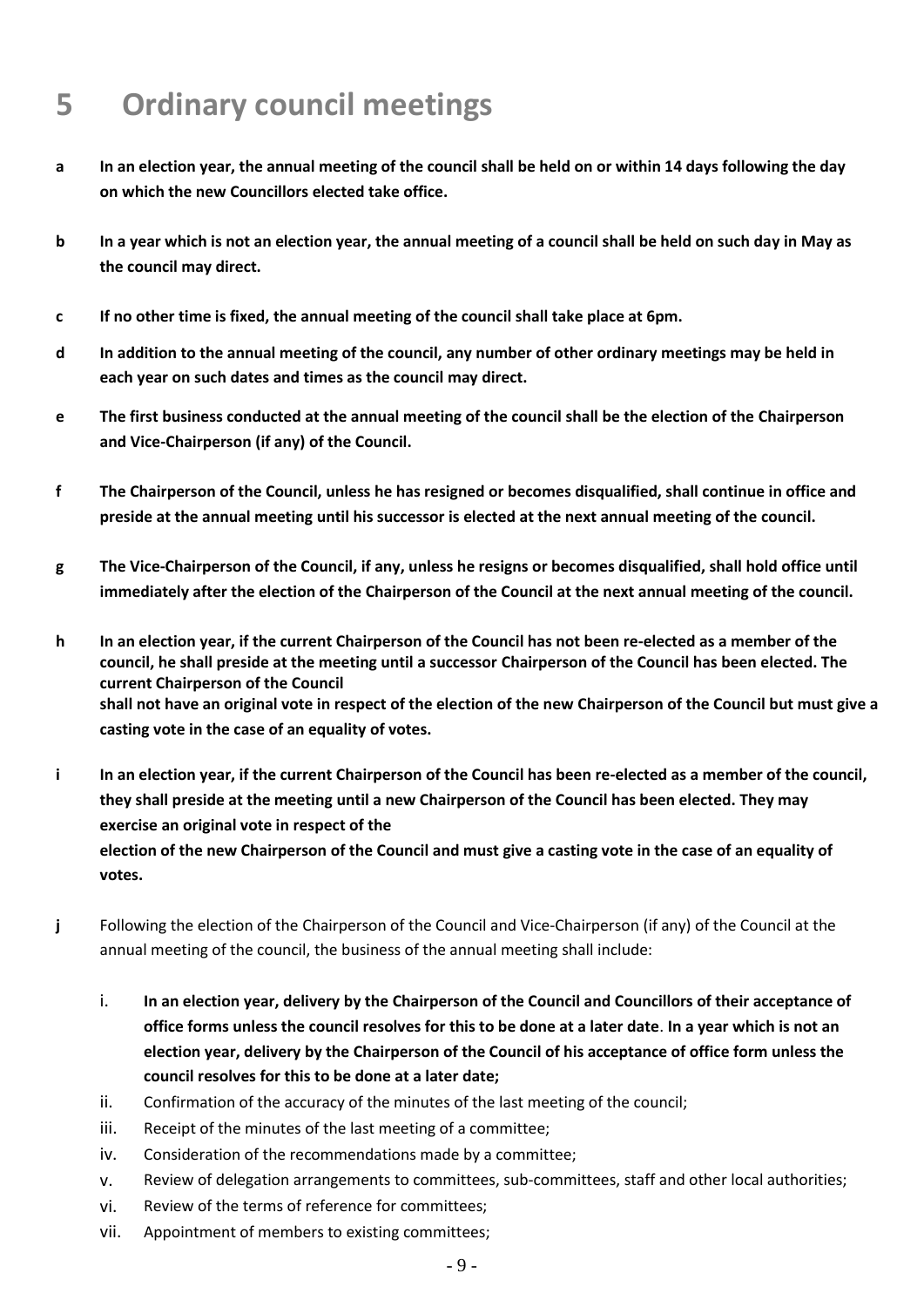# 5 Ordinary council meetings

a **In an election year, the annual meeting of the council shall be held on or within 14 days following the day on which the new Councillors elected take office.**

b **In a year which is not an election year, the annual meeting of a council shall be held on such day in May as the council may direct.**

c **If no other time is fixed, the annual meeting of the council shall take place at 6pm.**

d **In addition to the annual meeting of the council, any number of other ordinary meetings may be held in each year on such dates and times as the council may direct.**

e **The first business conducted at the annual meeting of the council shall be the election of the Chairperson and Vice-Chairperson (if any) of the Council.**

f **The Chairperson of the Council, unless he has resigned or becomes disqualified, shall continue in office and preside at the annual meeting until his successor is elected at the next annual meeting of the council.**

g **The Vice-Chairperson of the Council, if any, unless he resigns or becomes disqualified, shall hold office until immediately after the election of the Chairperson of the Council at the next annual meeting of the council.**

h **In an election year, if the current Chairperson of the Council has not been re-elected as a member of the council, he shall preside at the meeting until a successor Chairperson of the Council has been elected. The current Chairperson of the Council shall not have an original vote in respect of the election of the new Chairperson of the Council but must give a casting vote in the case of an equality of votes.**

i **In an election year, if the current Chairperson of the Council has been re-elected as a member of the council, they shall preside at the meeting until a new Chairperson of the Council has been elected. They may exercise an original vote in respect of the election of the new Chairperson of the Council and must give a casting vote in the case of an equality of votes.**

j Following the election of the Chairperson of the Council and Vice-Chairperson (if any) of the Council at the annual meeting of the council, the business of the annual meeting shall include:

i. **In an election year, delivery by the Chairperson of the Council and Councillors of their acceptance of office forms unless the council resolves for this to be done at a later date**. **In a year which is not an election year, delivery by the Chairperson of the Council of his acceptance of office form unless the council resolves for this to be done at a later date;**

ii. Confirmation of the accuracy of the minutes of the last meeting of the council;

iii. Receipt of the minutes of the last meeting of a committee;

iv. Consideration of the recommendations made by a committee;

v. Review of delegation arrangements to committees, sub-committees, staff and other local authorities;

vi. Review of the terms of reference for committees;

vii. Appointment of members to existing committees;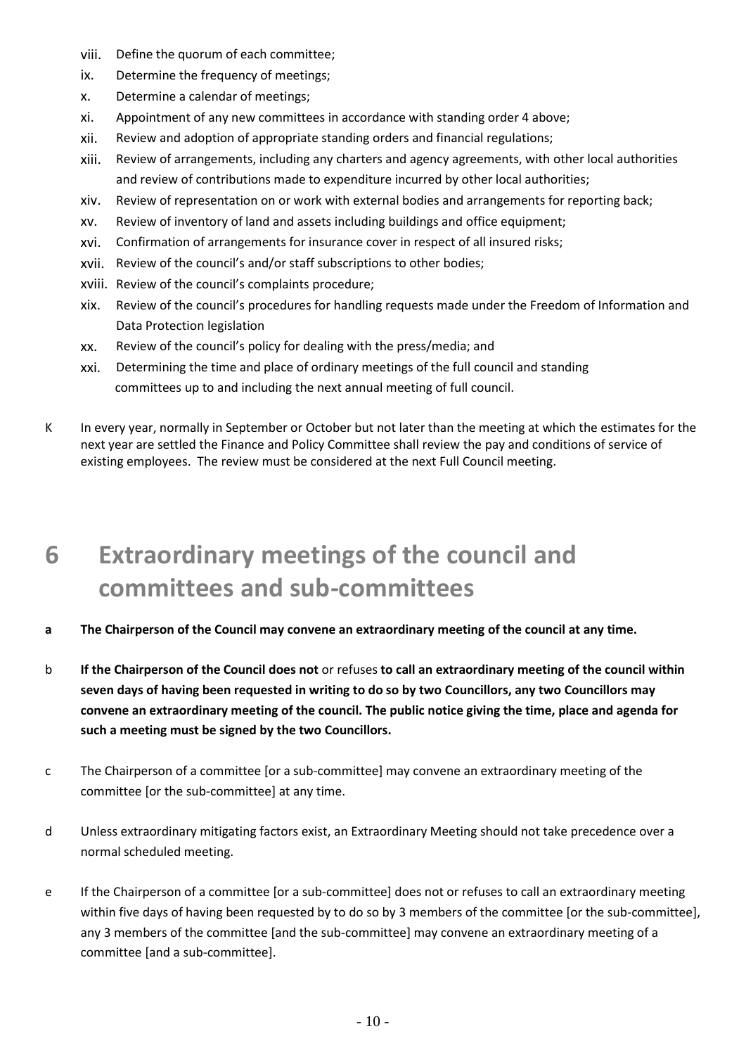viii. Define the quorum of each committee;

ix. Determine the frequency of meetings;

x. Determine a calendar of meetings;

xi. Appointment of any new committees in accordance with standing order 4 above;

xii. Review and adoption of appropriate standing orders and financial regulations;

xiii. Review of arrangements, including any charters and agency agreements, with other local authorities and review of contributions made to expenditure incurred by other local authorities;

xiv. Review of representation on or work with external bodies and arrangements for reporting back;

xv. Review of inventory of land and assets including buildings and office equipment;

xvi. Confirmation of arrangements for insurance cover in respect of all insured risks;

xvii. Review of the council's and/or staff subscriptions to other bodies;

xviii. Review of the council's complaints procedure;

xix. Review of the council's procedures for handling requests made under the Freedom of Information and Data Protection legislation

xx. Review of the council's policy for dealing with the press/media; and

xxi. Determining the time and place of ordinary meetings of the full council and standing committees up to and including the next annual meeting of full council.

K In every year, normally in September or October but not later than the meeting at which the estimates for the next year are settled the Finance and Policy Committee shall review the pay and conditions of service of existing employees. The review must be considered at the next Full Council meeting.

# 6 Extraordinary meetings of the council and committees and sub-committees

**a The Chairperson of the Council may convene an extraordinary meeting of the council at any time.**

b **If the Chairperson of the Council does not** or refuses **to call an extraordinary meeting of the council within seven days of having been requested in writing to do so by two Councillors, any two Councillors may convene an extraordinary meeting of the council. The public notice giving the time, place and agenda for such a meeting must be signed by the two Councillors.**

c The Chairperson of a committee [or a sub-committee] may convene an extraordinary meeting of the committee [or the sub-committee] at any time.

d Unless extraordinary mitigating factors exist, an Extraordinary Meeting should not take precedence over a normal scheduled meeting.

e If the Chairperson of a committee [or a sub-committee] does not or refuses to call an extraordinary meeting within five days of having been requested by to do so by 3 members of the committee [or the sub-committee], any 3 members of the committee [and the sub-committee] may convene an extraordinary meeting of a committee [and a sub-committee].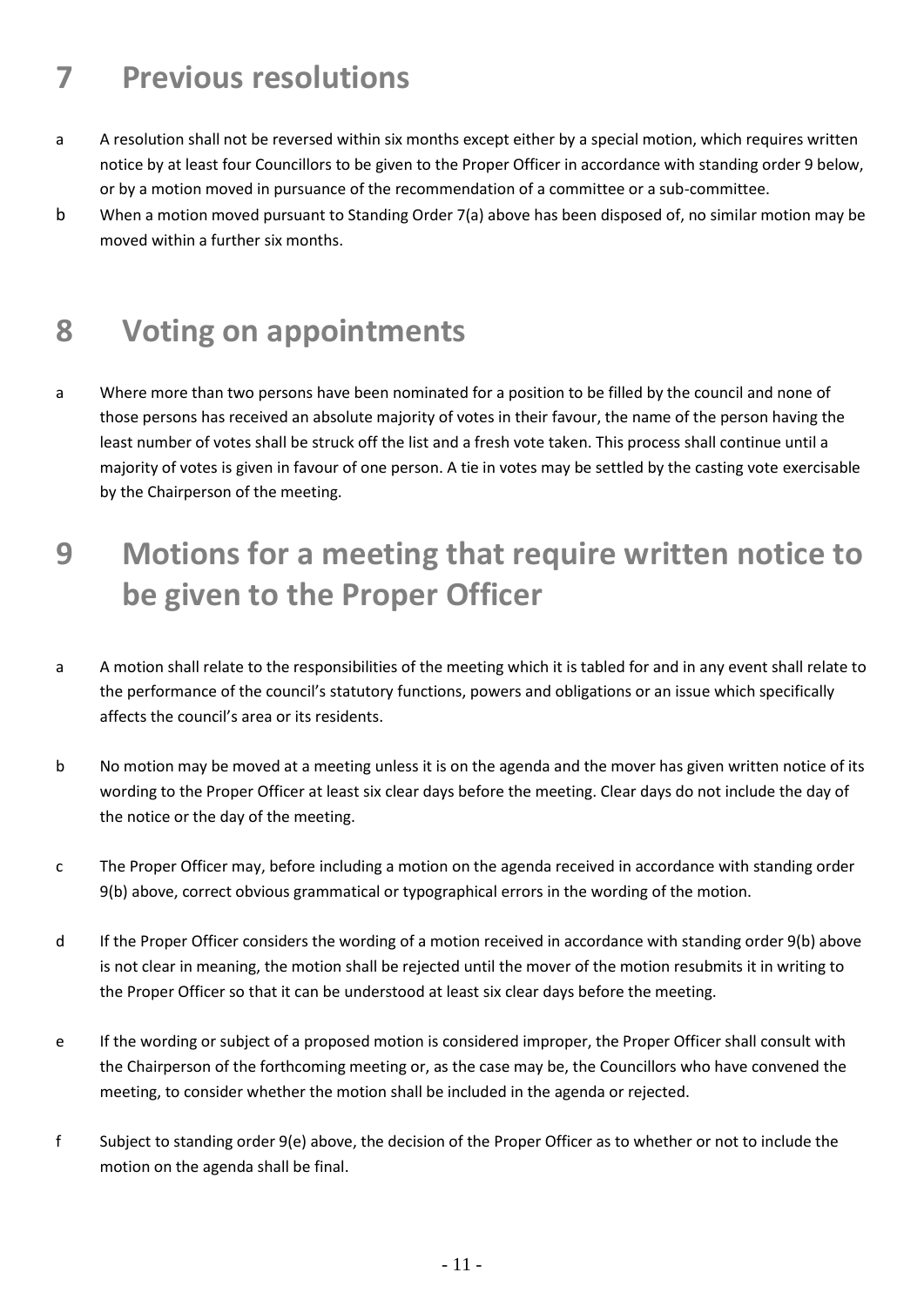# 7 Previous resolutions

a A resolution shall not be reversed within six months except either by a special motion, which requires written notice by at least four Councillors to be given to the Proper Officer in accordance with standing order 9 below, or by a motion moved in pursuance of the recommendation of a committee or a sub-committee.

b When a motion moved pursuant to Standing Order 7(a) above has been disposed of, no similar motion may be moved within a further six months.

# 8 Voting on appointments

a Where more than two persons have been nominated for a position to be filled by the council and none of those persons has received an absolute majority of votes in their favour, the name of the person having the least number of votes shall be struck off the list and a fresh vote taken. This process shall continue until a majority of votes is given in favour of one person. A tie in votes may be settled by the casting vote exercisable by the Chairperson of the meeting.

# 9 Motions for a meeting that require written notice to be given to the Proper Officer

a A motion shall relate to the responsibilities of the meeting which it is tabled for and in any event shall relate to the performance of the council's statutory functions, powers and obligations or an issue which specifically affects the council's area or its residents.

b No motion may be moved at a meeting unless it is on the agenda and the mover has given written notice of its wording to the Proper Officer at least six clear days before the meeting. Clear days do not include the day of the notice or the day of the meeting.

c The Proper Officer may, before including a motion on the agenda received in accordance with standing order 9(b) above, correct obvious grammatical or typographical errors in the wording of the motion.

d If the Proper Officer considers the wording of a motion received in accordance with standing order 9(b) above is not clear in meaning, the motion shall be rejected until the mover of the motion resubmits it in writing to the Proper Officer so that it can be understood at least six clear days before the meeting.

e If the wording or subject of a proposed motion is considered improper, the Proper Officer shall consult with the Chairperson of the forthcoming meeting or, as the case may be, the Councillors who have convened the meeting, to consider whether the motion shall be included in the agenda or rejected.

f Subject to standing order 9(e) above, the decision of the Proper Officer as to whether or not to include the motion on the agenda shall be final.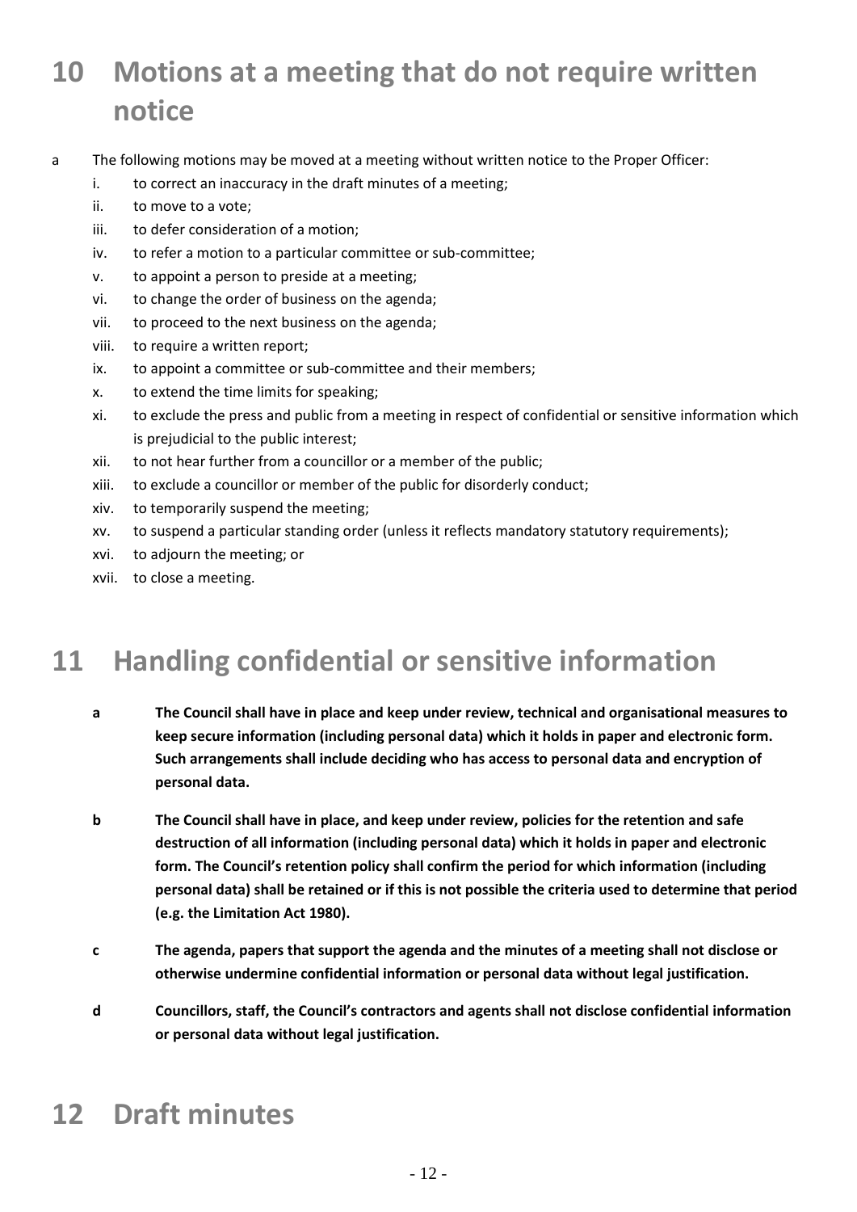# 10 Motions at a meeting that do not require written notice

a The following motions may be moved at a meeting without written notice to the Proper Officer:

  i. to correct an inaccuracy in the draft minutes of a meeting;
  ii. to move to a vote;
  iii. to defer consideration of a motion;
  iv. to refer a motion to a particular committee or sub-committee;
  v. to appoint a person to preside at a meeting;
  vi. to change the order of business on the agenda;
  vii. to proceed to the next business on the agenda;
  viii. to require a written report;
  ix. to appoint a committee or sub-committee and their members;
  x. to extend the time limits for speaking;
  xi. to exclude the press and public from a meeting in respect of confidential or sensitive information which is prejudicial to the public interest;
  xii. to not hear further from a councillor or a member of the public;
  xiii. to exclude a councillor or member of the public for disorderly conduct;
  xiv. to temporarily suspend the meeting;
  xv. to suspend a particular standing order (unless it reflects mandatory statutory requirements);
  xvi. to adjourn the meeting; or
  xvii. to close a meeting.

# 11 Handling confidential or sensitive information

**a The Council shall have in place and keep under review, technical and organisational measures to keep secure information (including personal data) which it holds in paper and electronic form. Such arrangements shall include deciding who has access to personal data and encryption of personal data.**

**b The Council shall have in place, and keep under review, policies for the retention and safe destruction of all information (including personal data) which it holds in paper and electronic form. The Council's retention policy shall confirm the period for which information (including personal data) shall be retained or if this is not possible the criteria used to determine that period (e.g. the Limitation Act 1980).**

**c The agenda, papers that support the agenda and the minutes of a meeting shall not disclose or otherwise undermine confidential information or personal data without legal justification.**

**d Councillors, staff, the Council's contractors and agents shall not disclose confidential information or personal data without legal justification.**

# 12 Draft minutes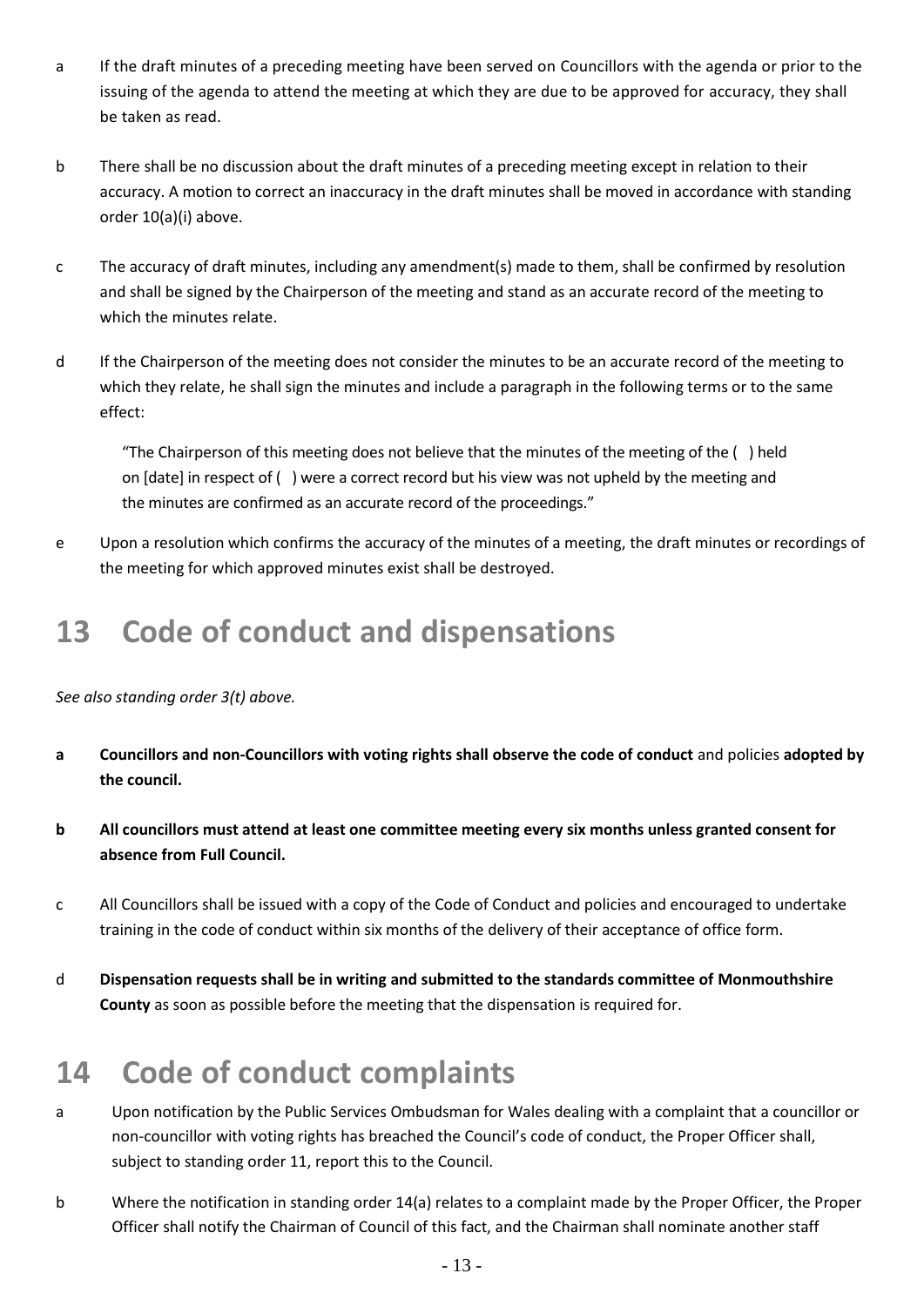a If the draft minutes of a preceding meeting have been served on Councillors with the agenda or prior to the issuing of the agenda to attend the meeting at which they are due to be approved for accuracy, they shall be taken as read.

b There shall be no discussion about the draft minutes of a preceding meeting except in relation to their accuracy. A motion to correct an inaccuracy in the draft minutes shall be moved in accordance with standing order 10(a)(i) above.

c The accuracy of draft minutes, including any amendment(s) made to them, shall be confirmed by resolution and shall be signed by the Chairperson of the meeting and stand as an accurate record of the meeting to which the minutes relate.

d If the Chairperson of the meeting does not consider the minutes to be an accurate record of the meeting to which they relate, he shall sign the minutes and include a paragraph in the following terms or to the same effect:

> "The Chairperson of this meeting does not believe that the minutes of the meeting of the ( ) held on [date] in respect of ( ) were a correct record but his view was not upheld by the meeting and the minutes are confirmed as an accurate record of the proceedings."

e Upon a resolution which confirms the accuracy of the minutes of a meeting, the draft minutes or recordings of the meeting for which approved minutes exist shall be destroyed.

# 13 Code of conduct and dispensations

*See also standing order 3(t) above.*

**a Councillors and non-Councillors with voting rights shall observe the code of conduct** and policies **adopted by the council.**

**b All councillors must attend at least one committee meeting every six months unless granted consent for absence from Full Council.**

c All Councillors shall be issued with a copy of the Code of Conduct and policies and encouraged to undertake training in the code of conduct within six months of the delivery of their acceptance of office form.

d **Dispensation requests shall be in writing and submitted to the standards committee of Monmouthshire County** as soon as possible before the meeting that the dispensation is required for.

# 14 Code of conduct complaints

a Upon notification by the Public Services Ombudsman for Wales dealing with a complaint that a councillor or non-councillor with voting rights has breached the Council's code of conduct, the Proper Officer shall, subject to standing order 11, report this to the Council.

b Where the notification in standing order 14(a) relates to a complaint made by the Proper Officer, the Proper Officer shall notify the Chairman of Council of this fact, and the Chairman shall nominate another staff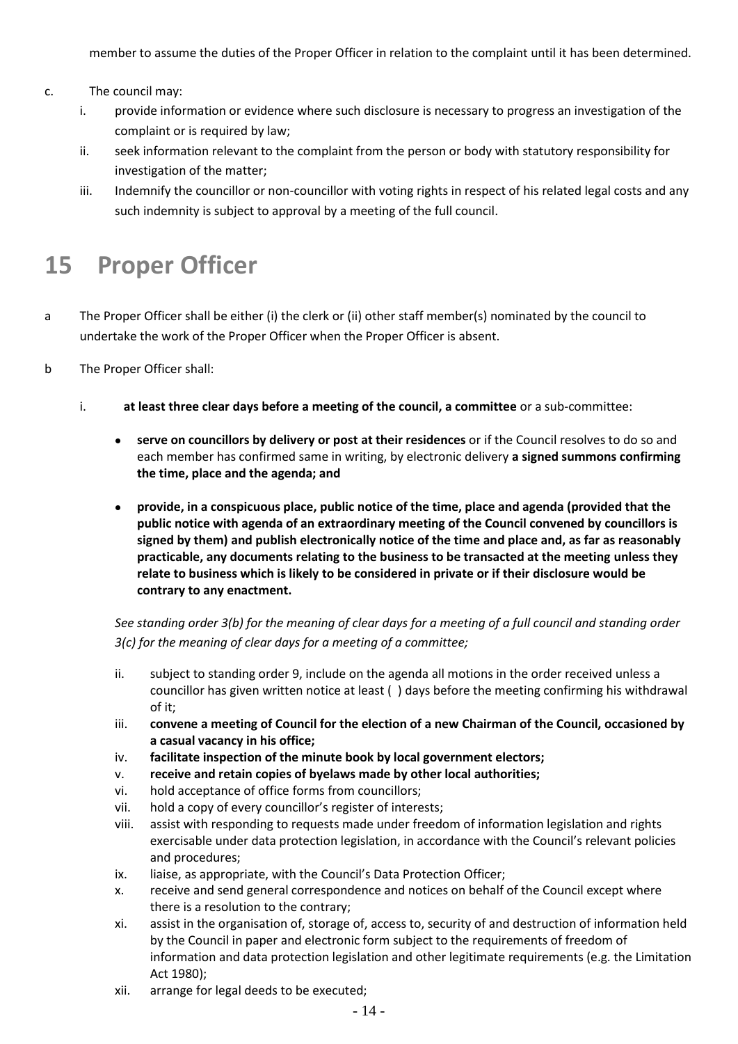member to assume the duties of the Proper Officer in relation to the complaint until it has been determined.

c. The council may:
   i. provide information or evidence where such disclosure is necessary to progress an investigation of the complaint or is required by law;
   ii. seek information relevant to the complaint from the person or body with statutory responsibility for investigation of the matter;
   iii. Indemnify the councillor or non-councillor with voting rights in respect of his related legal costs and any such indemnity is subject to approval by a meeting of the full council.

# 15 Proper Officer

a The Proper Officer shall be either (i) the clerk or (ii) other staff member(s) nominated by the council to undertake the work of the Proper Officer when the Proper Officer is absent.

b The Proper Officer shall:

   i. **at least three clear days before a meeting of the council, a committee** or a sub-committee:

      - **serve on councillors by delivery or post at their residences** or if the Council resolves to do so and each member has confirmed same in writing, by electronic delivery **a signed summons confirming the time, place and the agenda; and**

      - **provide, in a conspicuous place, public notice of the time, place and agenda (provided that the public notice with agenda of an extraordinary meeting of the Council convened by councillors is signed by them) and publish electronically notice of the time and place and, as far as reasonably practicable, any documents relating to the business to be transacted at the meeting unless they relate to business which is likely to be considered in private or if their disclosure would be contrary to any enactment.**

      *See standing order 3(b) for the meaning of clear days for a meeting of a full council and standing order 3(c) for the meaning of clear days for a meeting of a committee;*

   ii. subject to standing order 9, include on the agenda all motions in the order received unless a councillor has given written notice at least ( ) days before the meeting confirming his withdrawal of it;
   iii. **convene a meeting of Council for the election of a new Chairman of the Council, occasioned by a casual vacancy in his office;**
   iv. **facilitate inspection of the minute book by local government electors;**
   v. **receive and retain copies of byelaws made by other local authorities;**
   vi. hold acceptance of office forms from councillors;
   vii. hold a copy of every councillor's register of interests;
   viii. assist with responding to requests made under freedom of information legislation and rights exercisable under data protection legislation, in accordance with the Council's relevant policies and procedures;
   ix. liaise, as appropriate, with the Council's Data Protection Officer;
   x. receive and send general correspondence and notices on behalf of the Council except where there is a resolution to the contrary;
   xi. assist in the organisation of, storage of, access to, security of and destruction of information held by the Council in paper and electronic form subject to the requirements of freedom of information and data protection legislation and other legitimate requirements (e.g. the Limitation Act 1980);
   xii. arrange for legal deeds to be executed;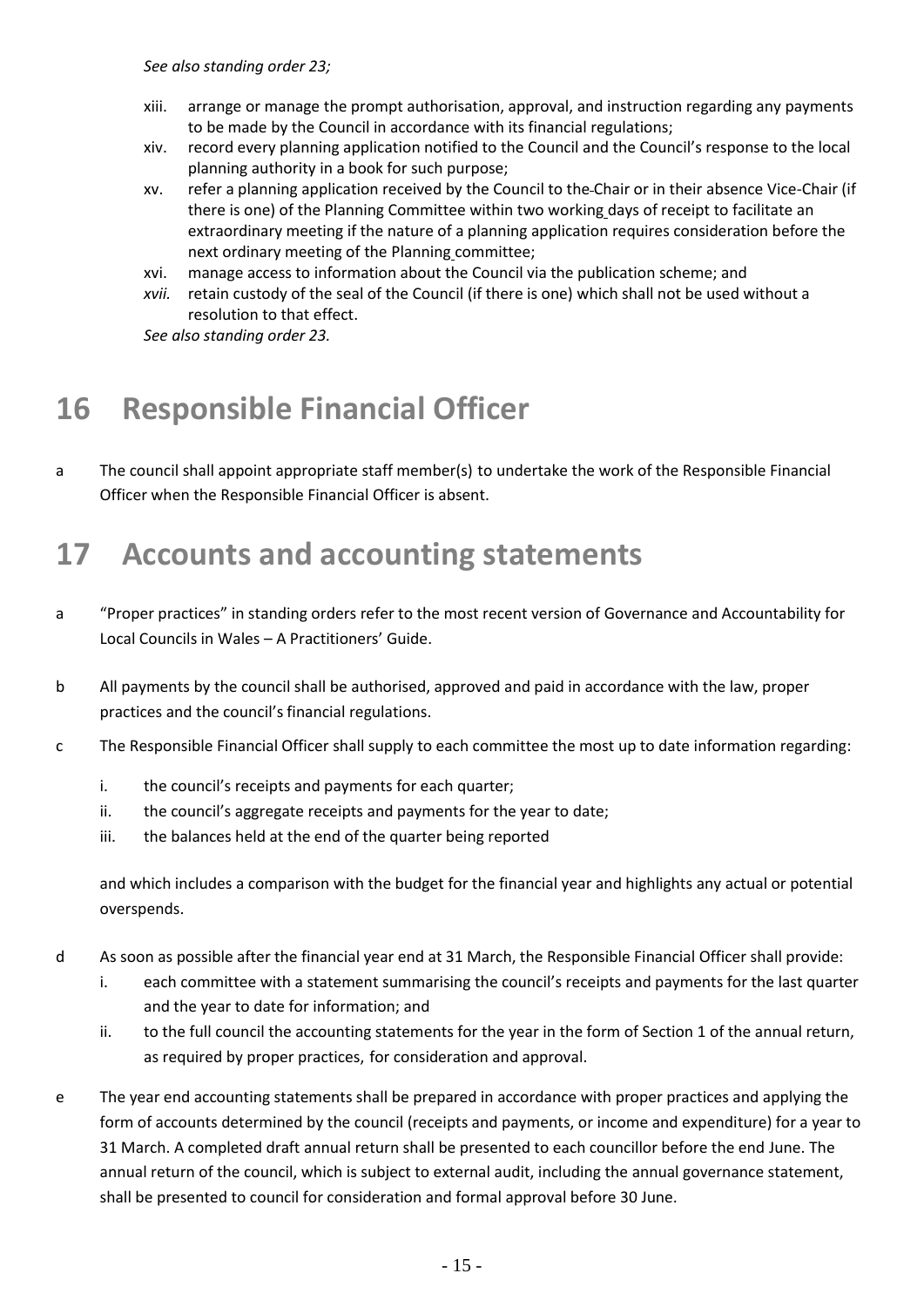*See also standing order 23;*

xiii. arrange or manage the prompt authorisation, approval, and instruction regarding any payments to be made by the Council in accordance with its financial regulations;

xiv. record every planning application notified to the Council and the Council's response to the local planning authority in a book for such purpose;

xv. refer a planning application received by the Council to the Chair or in their absence Vice-Chair (if there is one) of the Planning Committee within two working days of receipt to facilitate an extraordinary meeting if the nature of a planning application requires consideration before the next ordinary meeting of the Planning committee;

xvi. manage access to information about the Council via the publication scheme; and

*xvii.* retain custody of the seal of the Council (if there is one) which shall not be used without a resolution to that effect.

*See also standing order 23.*

# 16 Responsible Financial Officer

a The council shall appoint appropriate staff member(s) to undertake the work of the Responsible Financial Officer when the Responsible Financial Officer is absent.

# 17 Accounts and accounting statements

a "Proper practices" in standing orders refer to the most recent version of Governance and Accountability for Local Councils in Wales – A Practitioners' Guide.

b All payments by the council shall be authorised, approved and paid in accordance with the law, proper practices and the council's financial regulations.

c The Responsible Financial Officer shall supply to each committee the most up to date information regarding:

i. the council's receipts and payments for each quarter;

ii. the council's aggregate receipts and payments for the year to date;

iii. the balances held at the end of the quarter being reported

and which includes a comparison with the budget for the financial year and highlights any actual or potential overspends.

d As soon as possible after the financial year end at 31 March, the Responsible Financial Officer shall provide:

i. each committee with a statement summarising the council's receipts and payments for the last quarter and the year to date for information; and

ii. to the full council the accounting statements for the year in the form of Section 1 of the annual return, as required by proper practices, for consideration and approval.

e The year end accounting statements shall be prepared in accordance with proper practices and applying the form of accounts determined by the council (receipts and payments, or income and expenditure) for a year to 31 March. A completed draft annual return shall be presented to each councillor before the end June. The annual return of the council, which is subject to external audit, including the annual governance statement, shall be presented to council for consideration and formal approval before 30 June.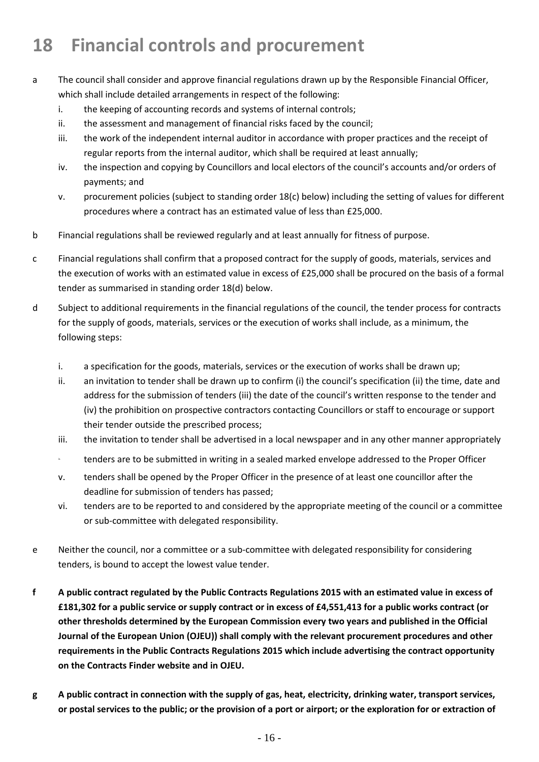# 18 Financial controls and procurement

a The council shall consider and approve financial regulations drawn up by the Responsible Financial Officer, which shall include detailed arrangements in respect of the following:

   i. the keeping of accounting records and systems of internal controls;
   ii. the assessment and management of financial risks faced by the council;
   iii. the work of the independent internal auditor in accordance with proper practices and the receipt of regular reports from the internal auditor, which shall be required at least annually;
   iv. the inspection and copying by Councillors and local electors of the council's accounts and/or orders of payments; and
   v. procurement policies (subject to standing order 18(c) below) including the setting of values for different procedures where a contract has an estimated value of less than £25,000.

b Financial regulations shall be reviewed regularly and at least annually for fitness of purpose.

c Financial regulations shall confirm that a proposed contract for the supply of goods, materials, services and the execution of works with an estimated value in excess of £25,000 shall be procured on the basis of a formal tender as summarised in standing order 18(d) below.

d Subject to additional requirements in the financial regulations of the council, the tender process for contracts for the supply of goods, materials, services or the execution of works shall include, as a minimum, the following steps:

   i. a specification for the goods, materials, services or the execution of works shall be drawn up;
   ii. an invitation to tender shall be drawn up to confirm (i) the council's specification (ii) the time, date and address for the submission of tenders (iii) the date of the council's written response to the tender and (iv) the prohibition on prospective contractors contacting Councillors or staff to encourage or support their tender outside the prescribed process;
   iii. the invitation to tender shall be advertised in a local newspaper and in any other manner appropriately
   iv. tenders are to be submitted in writing in a sealed marked envelope addressed to the Proper Officer
   v. tenders shall be opened by the Proper Officer in the presence of at least one councillor after the deadline for submission of tenders has passed;
   vi. tenders are to be reported to and considered by the appropriate meeting of the council or a committee or sub-committee with delegated responsibility.

e Neither the council, nor a committee or a sub-committee with delegated responsibility for considering tenders, is bound to accept the lowest value tender.

**f A public contract regulated by the Public Contracts Regulations 2015 with an estimated value in excess of £181,302 for a public service or supply contract or in excess of £4,551,413 for a public works contract (or other thresholds determined by the European Commission every two years and published in the Official Journal of the European Union (OJEU)) shall comply with the relevant procurement procedures and other requirements in the Public Contracts Regulations 2015 which include advertising the contract opportunity on the Contracts Finder website and in OJEU.**

**g A public contract in connection with the supply of gas, heat, electricity, drinking water, transport services, or postal services to the public; or the provision of a port or airport; or the exploration for or extraction of**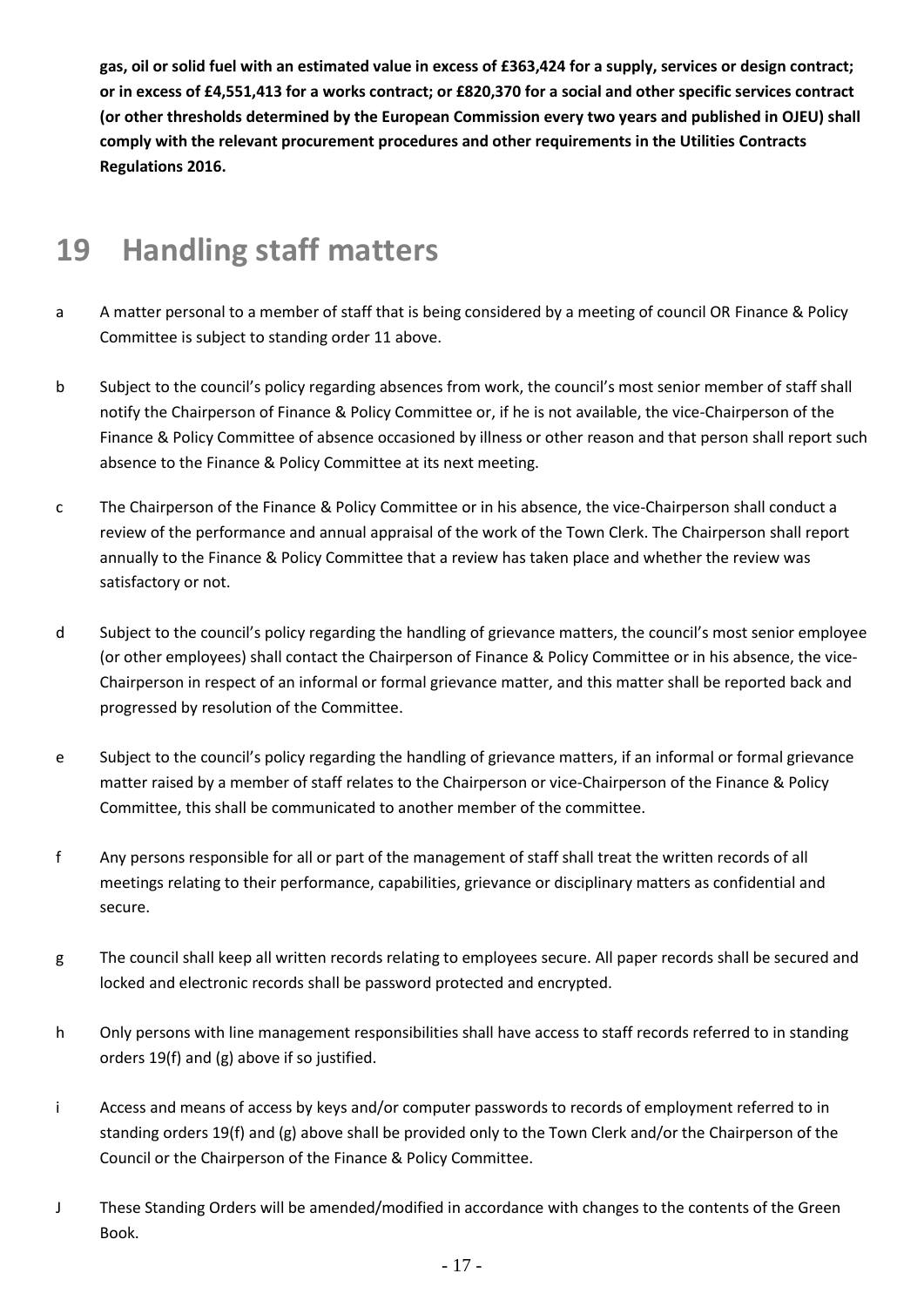**gas, oil or solid fuel with an estimated value in excess of £363,424 for a supply, services or design contract; or in excess of £4,551,413 for a works contract; or £820,370 for a social and other specific services contract (or other thresholds determined by the European Commission every two years and published in OJEU) shall comply with the relevant procurement procedures and other requirements in the Utilities Contracts Regulations 2016.**

# 19 Handling staff matters

a A matter personal to a member of staff that is being considered by a meeting of council OR Finance & Policy Committee is subject to standing order 11 above.

b Subject to the council's policy regarding absences from work, the council's most senior member of staff shall notify the Chairperson of Finance & Policy Committee or, if he is not available, the vice-Chairperson of the Finance & Policy Committee of absence occasioned by illness or other reason and that person shall report such absence to the Finance & Policy Committee at its next meeting.

c The Chairperson of the Finance & Policy Committee or in his absence, the vice-Chairperson shall conduct a review of the performance and annual appraisal of the work of the Town Clerk. The Chairperson shall report annually to the Finance & Policy Committee that a review has taken place and whether the review was satisfactory or not.

d Subject to the council's policy regarding the handling of grievance matters, the council's most senior employee (or other employees) shall contact the Chairperson of Finance & Policy Committee or in his absence, the vice-Chairperson in respect of an informal or formal grievance matter, and this matter shall be reported back and progressed by resolution of the Committee.

e Subject to the council's policy regarding the handling of grievance matters, if an informal or formal grievance matter raised by a member of staff relates to the Chairperson or vice-Chairperson of the Finance & Policy Committee, this shall be communicated to another member of the committee.

f Any persons responsible for all or part of the management of staff shall treat the written records of all meetings relating to their performance, capabilities, grievance or disciplinary matters as confidential and secure.

g The council shall keep all written records relating to employees secure. All paper records shall be secured and locked and electronic records shall be password protected and encrypted.

h Only persons with line management responsibilities shall have access to staff records referred to in standing orders 19(f) and (g) above if so justified.

i Access and means of access by keys and/or computer passwords to records of employment referred to in standing orders 19(f) and (g) above shall be provided only to the Town Clerk and/or the Chairperson of the Council or the Chairperson of the Finance & Policy Committee.

J These Standing Orders will be amended/modified in accordance with changes to the contents of the Green Book.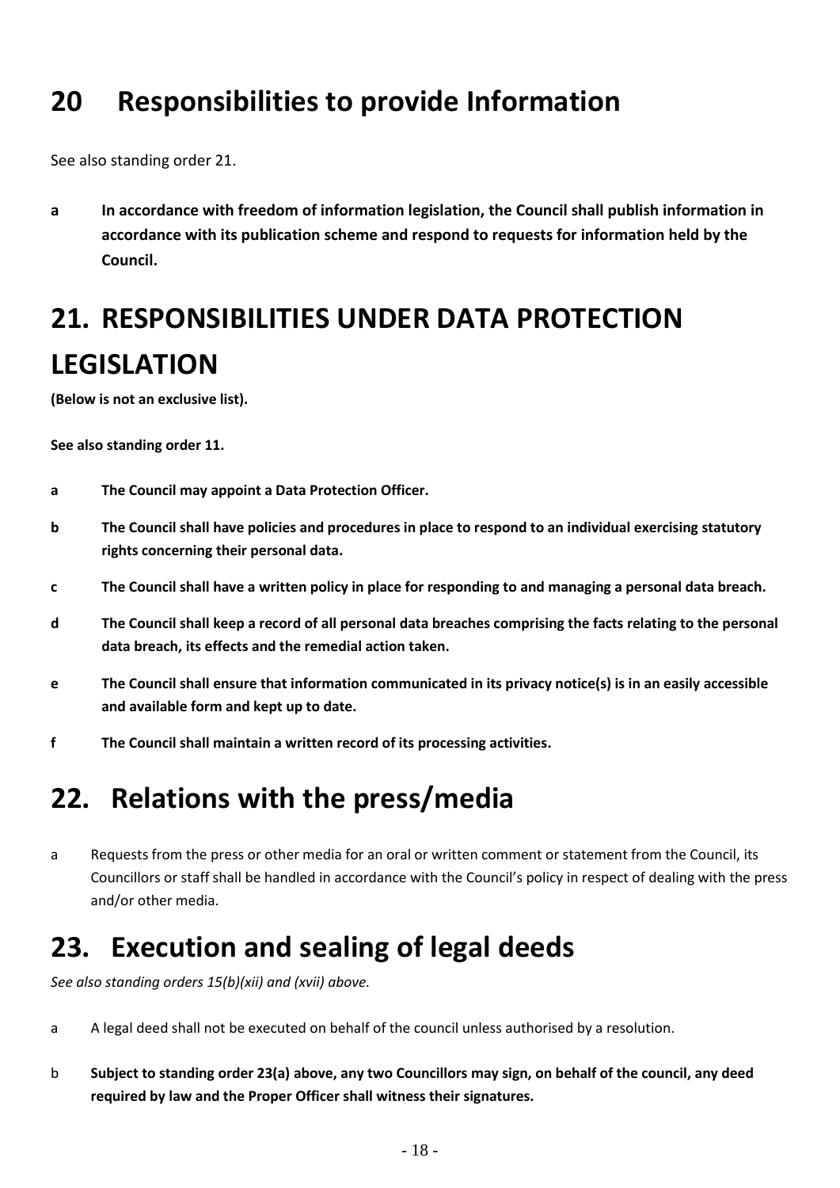# 20 Responsibilities to provide Information

See also standing order 21.

**a In accordance with freedom of information legislation, the Council shall publish information in accordance with its publication scheme and respond to requests for information held by the Council.**

# 21. RESPONSIBILITIES UNDER DATA PROTECTION LEGISLATION

**(Below is not an exclusive list).**

**See also standing order 11.**

**a The Council may appoint a Data Protection Officer.**

**b The Council shall have policies and procedures in place to respond to an individual exercising statutory rights concerning their personal data.**

**c The Council shall have a written policy in place for responding to and managing a personal data breach.**

**d The Council shall keep a record of all personal data breaches comprising the facts relating to the personal data breach, its effects and the remedial action taken.**

**e The Council shall ensure that information communicated in its privacy notice(s) is in an easily accessible and available form and kept up to date.**

**f The Council shall maintain a written record of its processing activities.**

# 22. Relations with the press/media

a Requests from the press or other media for an oral or written comment or statement from the Council, its Councillors or staff shall be handled in accordance with the Council's policy in respect of dealing with the press and/or other media.

# 23. Execution and sealing of legal deeds

*See also standing orders 15(b)(xii) and (xvii) above.*

a A legal deed shall not be executed on behalf of the council unless authorised by a resolution.

b **Subject to standing order 23(a) above, any two Councillors may sign, on behalf of the council, any deed required by law and the Proper Officer shall witness their signatures.**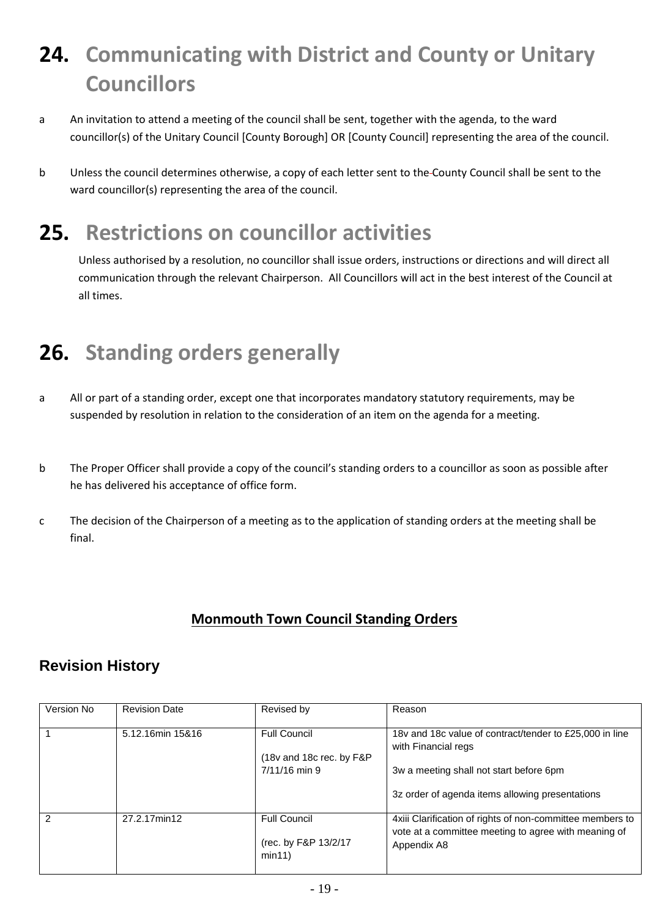# 24. Communicating with District and County or Unitary Councillors

a An invitation to attend a meeting of the council shall be sent, together with the agenda, to the ward councillor(s) of the Unitary Council [County Borough] OR [County Council] representing the area of the council.

b Unless the council determines otherwise, a copy of each letter sent to the County Council shall be sent to the ward councillor(s) representing the area of the council.

# 25. Restrictions on councillor activities

Unless authorised by a resolution, no councillor shall issue orders, instructions or directions and will direct all communication through the relevant Chairperson. All Councillors will act in the best interest of the Council at all times.

# 26. Standing orders generally

a All or part of a standing order, except one that incorporates mandatory statutory requirements, may be suspended by resolution in relation to the consideration of an item on the agenda for a meeting.

b The Proper Officer shall provide a copy of the council's standing orders to a councillor as soon as possible after he has delivered his acceptance of office form.

c The decision of the Chairperson of a meeting as to the application of standing orders at the meeting shall be final.

**Monmouth Town Council Standing Orders**

## Revision History

| Version No | Revision Date | Revised by | Reason |
|---|---|---|---|
| 1 | 5.12.16min 15&16 | Full Council<br>(18v and 18c rec. by F&P 7/11/16 min 9 | 18v and 18c value of contract/tender to £25,000 in line with Financial regs<br>3w a meeting shall not start before 6pm<br>3z order of agenda items allowing presentations |
| 2 | 27.2.17min12 | Full Council<br>(rec. by F&P 13/2/17 min11) | 4xiii Clarification of rights of non-committee members to vote at a committee meeting to agree with meaning of Appendix A8 |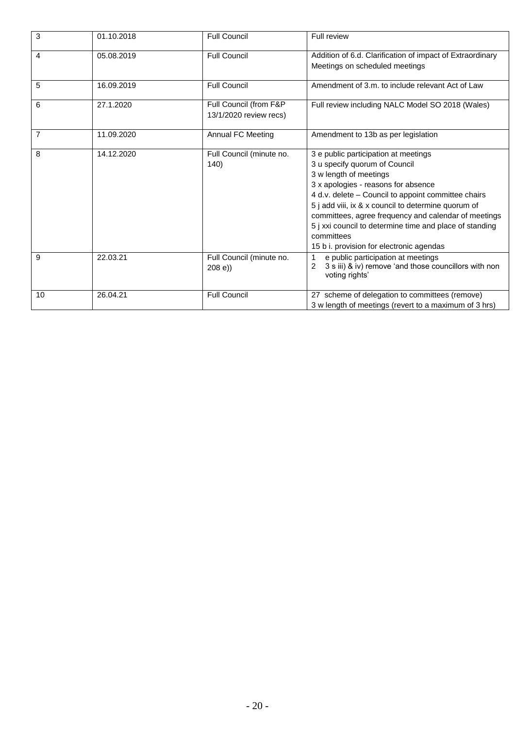| | | | |
|---|---|---|---|
| 3 | 01.10.2018 | Full Council | Full review |
| 4 | 05.08.2019 | Full Council | Addition of 6.d. Clarification of impact of Extraordinary Meetings on scheduled meetings |
| 5 | 16.09.2019 | Full Council | Amendment of 3.m. to include relevant Act of Law |
| 6 | 27.1.2020 | Full Council (from F&P 13/1/2020 review recs) | Full review including NALC Model SO 2018 (Wales) |
| 7 | 11.09.2020 | Annual FC Meeting | Amendment to 13b as per legislation |
| 8 | 14.12.2020 | Full Council (minute no. 140) | 3 e public participation at meetings<br>3 u specify quorum of Council<br>3 w length of meetings<br>3 x apologies - reasons for absence<br>4 d.v. delete – Council to appoint committee chairs<br>5 j add viii, ix & x council to determine quorum of committees, agree frequency and calendar of meetings<br>5 j xxi council to determine time and place of standing committees<br>15 b i. provision for electronic agendas |
| 9 | 22.03.21 | Full Council (minute no. 208 e)) | 1 e public participation at meetings<br>2 3 s iii) & iv) remove 'and those councillors with non voting rights' |
| 10 | 26.04.21 | Full Council | 27 scheme of delegation to committees (remove)<br>3 w length of meetings (revert to a maximum of 3 hrs) |